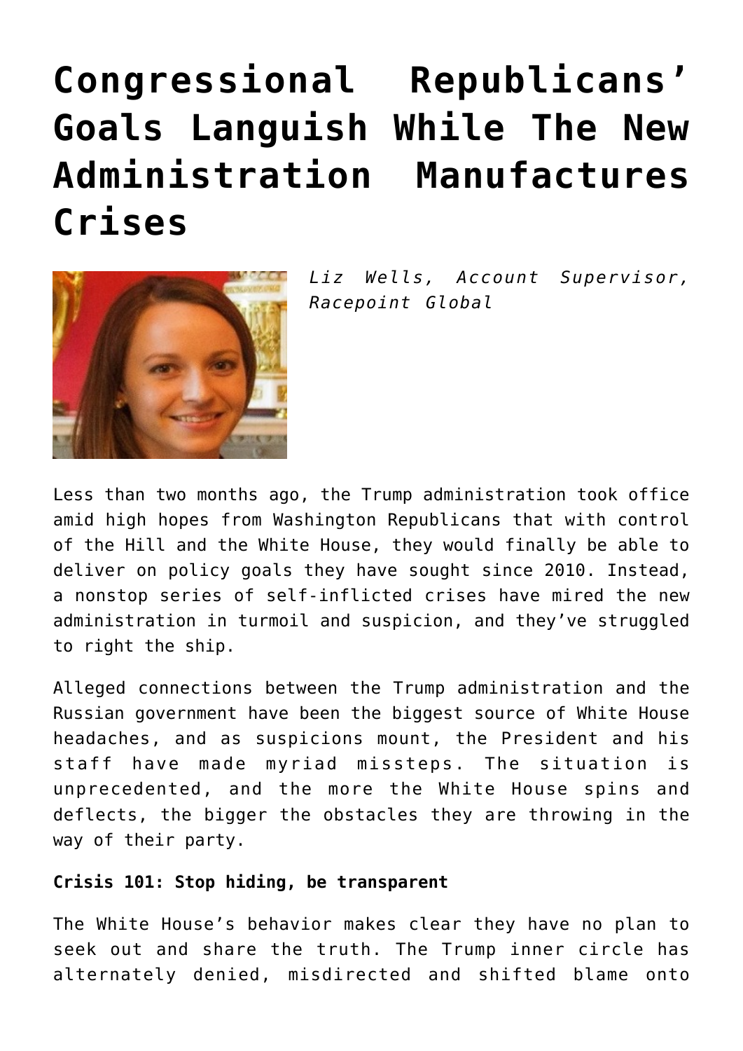# Congressional Republicans' Goals Languish While The New Administration Manufactures Crises

*Liz Wells, Account Supervisor, Racepoint Global*

Less than two months ago, the Trump administration took office amid high hopes from Washington Republicans that with control of the Hill and the White House, they would finally be able to deliver on policy goals they have sought since 2010. Instead, a nonstop series of self-inflicted crises have mired the new administration in turmoil and suspicion, and they've struggled to right the ship.

Alleged connections between the Trump administration and the Russian government have been the biggest source of White House headaches, and as suspicions mount, the President and his staff have made myriad missteps. The situation is unprecedented, and the more the White House spins and deflects, the bigger the obstacles they are throwing in the way of their party.

**Crisis 101: Stop hiding, be transparent**

The White House's behavior makes clear they have no plan to seek out and share the truth. The Trump inner circle has alternately denied, misdirected and shifted blame onto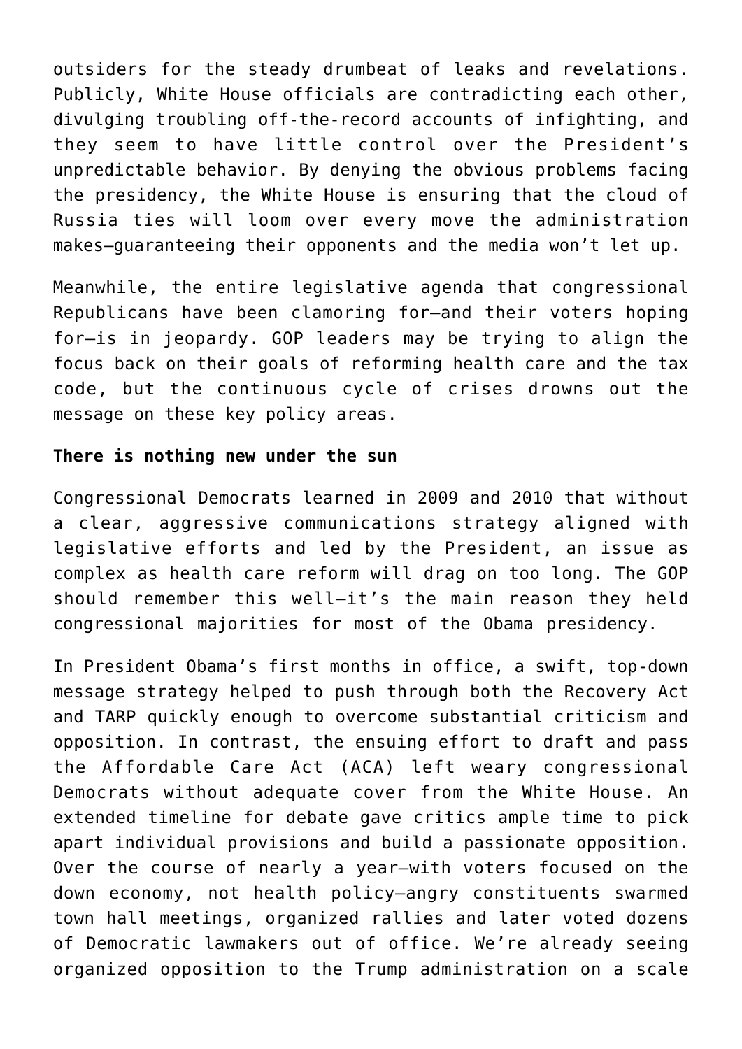outsiders for the steady drumbeat of leaks and revelations. Publicly, White House officials are contradicting each other, divulging troubling off-the-record accounts of infighting, and they seem to have little control over the President's unpredictable behavior. By denying the obvious problems facing the presidency, the White House is ensuring that the cloud of Russia ties will loom over every move the administration makes—guaranteeing their opponents and the media won't let up.

Meanwhile, the entire legislative agenda that congressional Republicans have been clamoring for—and their voters hoping for—is in jeopardy. GOP leaders may be trying to align the focus back on their goals of reforming health care and the tax code, but the continuous cycle of crises drowns out the message on these key policy areas.

**There is nothing new under the sun**

Congressional Democrats learned in 2009 and 2010 that without a clear, aggressive communications strategy aligned with legislative efforts and led by the President, an issue as complex as health care reform will drag on too long. The GOP should remember this well—it's the main reason they held congressional majorities for most of the Obama presidency.

In President Obama's first months in office, a swift, top-down message strategy helped to push through both the Recovery Act and TARP quickly enough to overcome substantial criticism and opposition. In contrast, the ensuing effort to draft and pass the Affordable Care Act (ACA) left weary congressional Democrats without adequate cover from the White House. An extended timeline for debate gave critics ample time to pick apart individual provisions and build a passionate opposition. Over the course of nearly a year—with voters focused on the down economy, not health policy—angry constituents swarmed town hall meetings, organized rallies and later voted dozens of Democratic lawmakers out of office. We're already seeing organized opposition to the Trump administration on a scale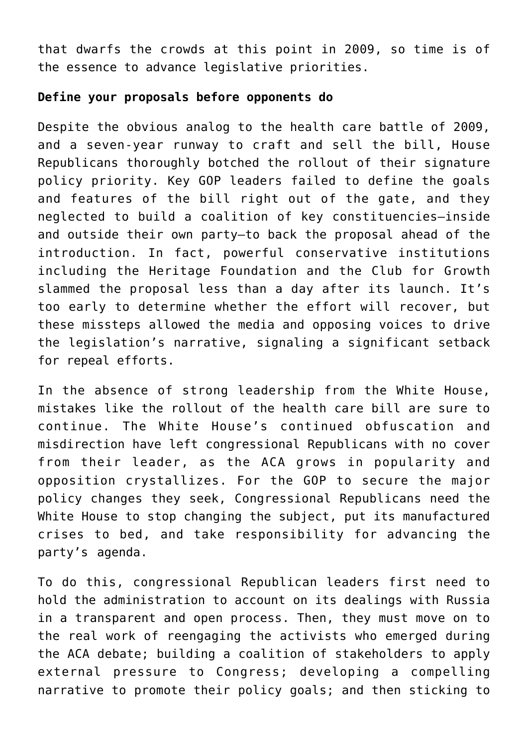that dwarfs the crowds at this point in 2009, so time is of the essence to advance legislative priorities.

**Define your proposals before opponents do**

Despite the obvious analog to the health care battle of 2009, and a seven-year runway to craft and sell the bill, House Republicans thoroughly botched the rollout of their signature policy priority. Key GOP leaders failed to define the goals and features of the bill right out of the gate, and they neglected to build a coalition of key constituencies—inside and outside their own party—to back the proposal ahead of the introduction. In fact, powerful conservative institutions including the Heritage Foundation and the Club for Growth slammed the proposal less than a day after its launch. It's too early to determine whether the effort will recover, but these missteps allowed the media and opposing voices to drive the legislation's narrative, signaling a significant setback for repeal efforts.

In the absence of strong leadership from the White House, mistakes like the rollout of the health care bill are sure to continue. The White House's continued obfuscation and misdirection have left congressional Republicans with no cover from their leader, as the ACA grows in popularity and opposition crystallizes. For the GOP to secure the major policy changes they seek, Congressional Republicans need the White House to stop changing the subject, put its manufactured crises to bed, and take responsibility for advancing the party's agenda.

To do this, congressional Republican leaders first need to hold the administration to account on its dealings with Russia in a transparent and open process. Then, they must move on to the real work of reengaging the activists who emerged during the ACA debate; building a coalition of stakeholders to apply external pressure to Congress; developing a compelling narrative to promote their policy goals; and then sticking to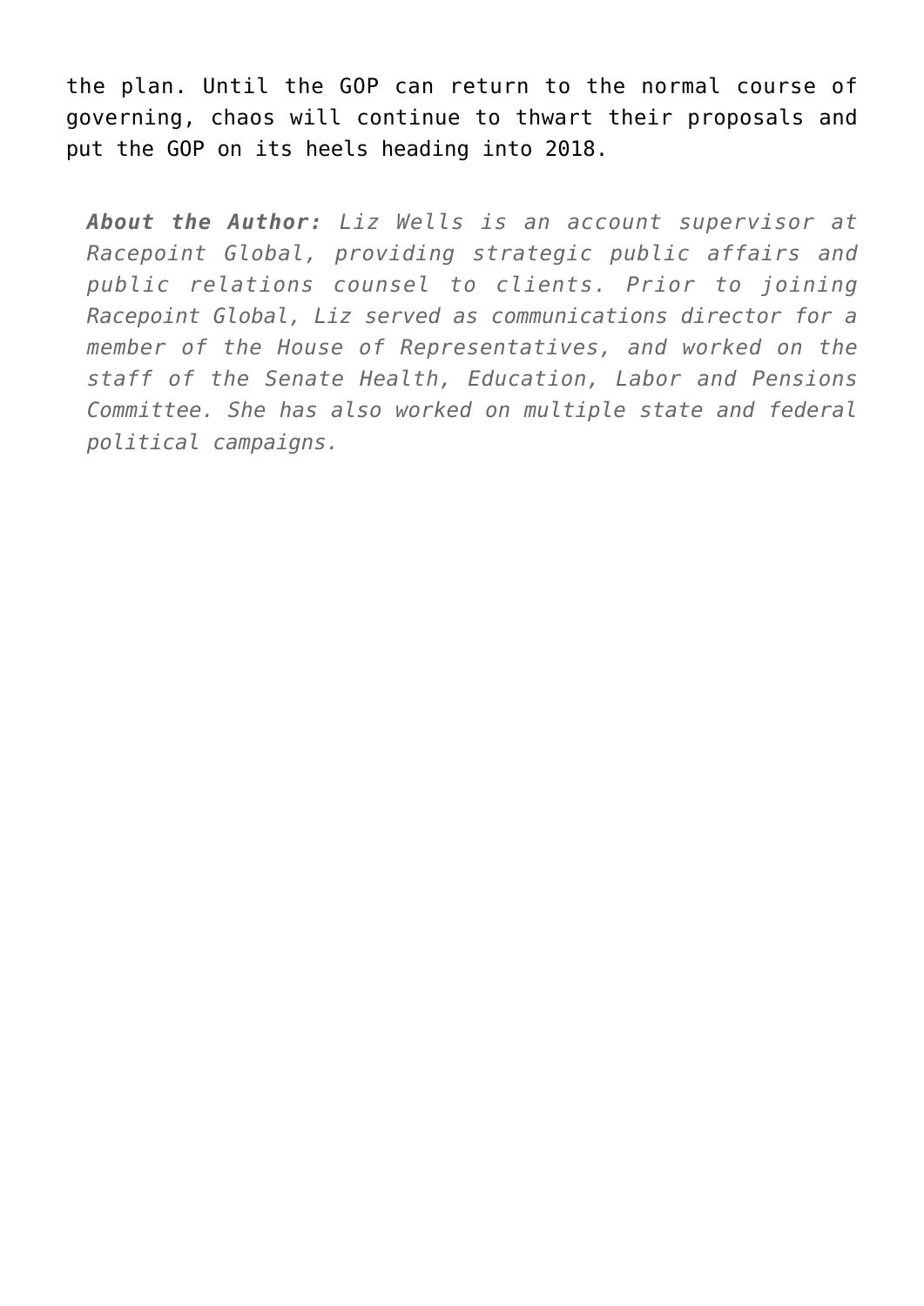the plan. Until the GOP can return to the normal course of governing, chaos will continue to thwart their proposals and put the GOP on its heels heading into 2018.

***About the Author:*** *Liz Wells is an account supervisor at Racepoint Global, providing strategic public affairs and public relations counsel to clients. Prior to joining Racepoint Global, Liz served as communications director for a member of the House of Representatives, and worked on the staff of the Senate Health, Education, Labor and Pensions Committee. She has also worked on multiple state and federal political campaigns.*